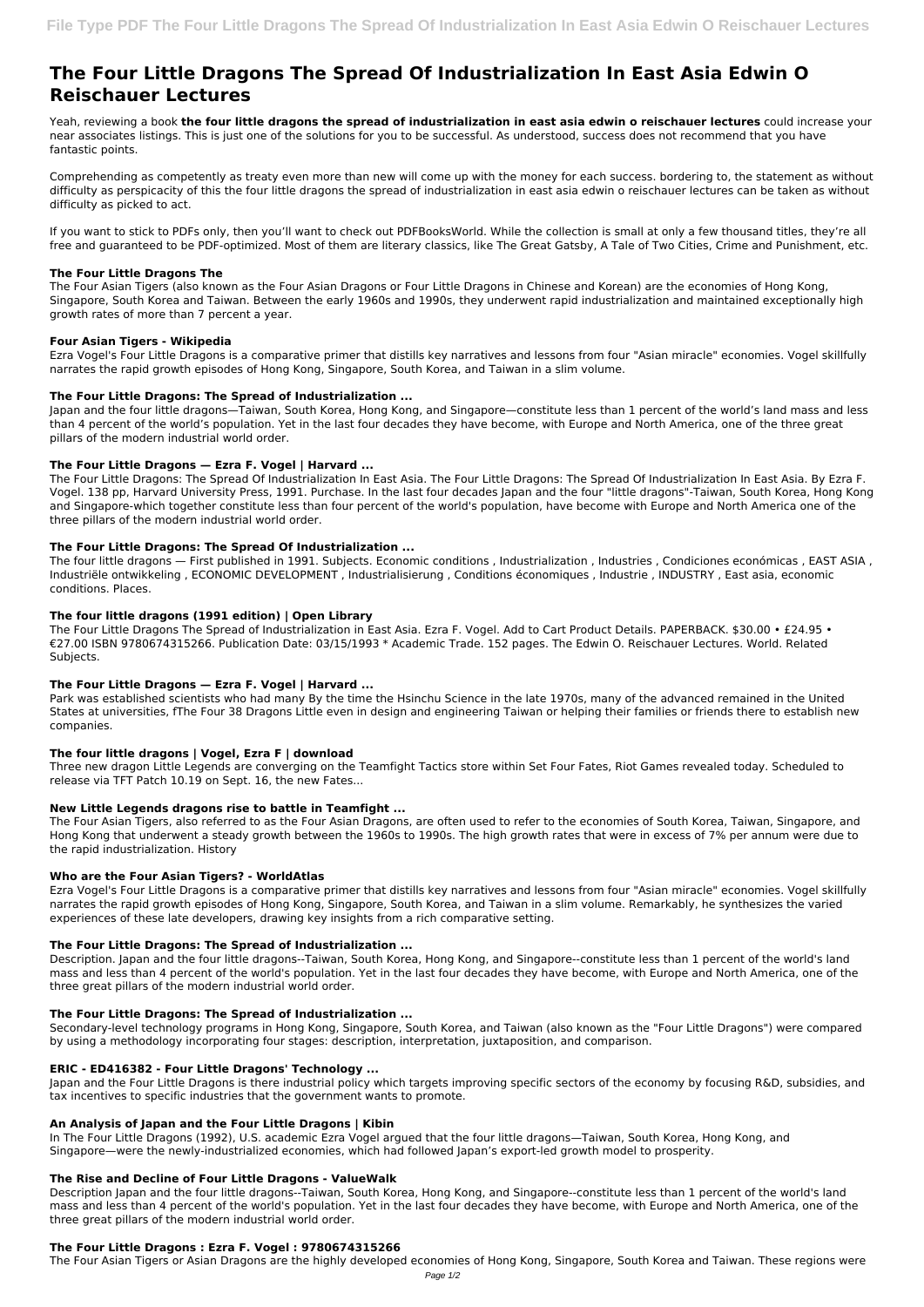# The Four Little Dragons The Spread Of Industrialization In East Asia Edwin O Reischauer Lectures

Yeah, reviewing a book **the four little dragons the spread of industrialization in east asia edwin o reischauer lectures** could increase your near associates listings. This is just one of the solutions for you to be successful. As understood, success does not recommend that you have fantastic points.

Comprehending as competently as treaty even more than new will come up with the money for each success. bordering to, the statement as without difficulty as perspicacity of this the four little dragons the spread of industrialization in east asia edwin o reischauer lectures can be taken as without difficulty as picked to act.

If you want to stick to PDFs only, then you'll want to check out PDFBooksWorld. While the collection is small at only a few thousand titles, they're all free and guaranteed to be PDF-optimized. Most of them are literary classics, like The Great Gatsby, A Tale of Two Cities, Crime and Punishment, etc.

### The Four Little Dragons The

The Four Asian Tigers (also known as the Four Asian Dragons or Four Little Dragons in Chinese and Korean) are the economies of Hong Kong, Singapore, South Korea and Taiwan. Between the early 1960s and 1990s, they underwent rapid industrialization and maintained exceptionally high growth rates of more than 7 percent a year.

### Four Asian Tigers - Wikipedia

Ezra Vogel's Four Little Dragons is a comparative primer that distills key narratives and lessons from four "Asian miracle" economies. Vogel skillfully narrates the rapid growth episodes of Hong Kong, Singapore, South Korea, and Taiwan in a slim volume.

### The Four Little Dragons: The Spread of Industrialization ...

Japan and the four little dragons—Taiwan, South Korea, Hong Kong, and Singapore—constitute less than 1 percent of the world's land mass and less than 4 percent of the world's population. Yet in the last four decades they have become, with Europe and North America, one of the three great pillars of the modern industrial world order.

### The Four Little Dragons — Ezra F. Vogel | Harvard ...

The Four Little Dragons: The Spread Of Industrialization In East Asia. The Four Little Dragons: The Spread Of Industrialization In East Asia. By Ezra F. Vogel. 138 pp, Harvard University Press, 1991. Purchase. In the last four decades Japan and the four "little dragons"-Taiwan, South Korea, Hong Kong and Singapore-which together constitute less than four percent of the world's population, have become with Europe and North America one of the three pillars of the modern industrial world order.

### The Four Little Dragons: The Spread Of Industrialization ...

The four little dragons — First published in 1991. Subjects. Economic conditions , Industrialization , Industries , Condiciones económicas , EAST ASIA , Industriële ontwikkeling , ECONOMIC DEVELOPMENT , Industrialisierung , Conditions économiques , Industrie , INDUSTRY , East asia, economic conditions. Places.

### The four little dragons (1991 edition) | Open Library

The Four Little Dragons The Spread of Industrialization in East Asia. Ezra F. Vogel. Add to Cart Product Details. PAPERBACK. $30.00 • £24.95 • €27.00 ISBN 9780674315266. Publication Date: 03/15/1993 * Academic Trade. 152 pages. The Edwin O. Reischauer Lectures. World. Related Subjects.

### The Four Little Dragons — Ezra F. Vogel | Harvard ...

Park was established scientists who had many By the time the Hsinchu Science in the late 1970s, many of the advanced remained in the United States at universities, fThe Four 38 Dragons Little even in design and engineering Taiwan or helping their families or friends there to establish new companies.

### The four little dragons | Vogel, Ezra F | download

Three new dragon Little Legends are converging on the Teamfight Tactics store within Set Four Fates, Riot Games revealed today. Scheduled to release via TFT Patch 10.19 on Sept. 16, the new Fates...

### New Little Legends dragons rise to battle in Teamfight ...

The Four Asian Tigers, also referred to as the Four Asian Dragons, are often used to refer to the economies of South Korea, Taiwan, Singapore, and Hong Kong that underwent a steady growth between the 1960s to 1990s. The high growth rates that were in excess of 7% per annum were due to the rapid industrialization. History

### Who are the Four Asian Tigers? - WorldAtlas

Ezra Vogel's Four Little Dragons is a comparative primer that distills key narratives and lessons from four "Asian miracle" economies. Vogel skillfully narrates the rapid growth episodes of Hong Kong, Singapore, South Korea, and Taiwan in a slim volume. Remarkably, he synthesizes the varied experiences of these late developers, drawing key insights from a rich comparative setting.

### The Four Little Dragons: The Spread of Industrialization ...

Description. Japan and the four little dragons--Taiwan, South Korea, Hong Kong, and Singapore--constitute less than 1 percent of the world's land mass and less than 4 percent of the world's population. Yet in the last four decades they have become, with Europe and North America, one of the three great pillars of the modern industrial world order.

### The Four Little Dragons: The Spread of Industrialization ...

Secondary-level technology programs in Hong Kong, Singapore, South Korea, and Taiwan (also known as the "Four Little Dragons") were compared by using a methodology incorporating four stages: description, interpretation, juxtaposition, and comparison.

### ERIC - ED416382 - Four Little Dragons' Technology ...

Japan and the Four Little Dragons is there industrial policy which targets improving specific sectors of the economy by focusing R&D, subsidies, and tax incentives to specific industries that the government wants to promote.

### An Analysis of Japan and the Four Little Dragons | Kibin

In The Four Little Dragons (1992), U.S. academic Ezra Vogel argued that the four little dragons—Taiwan, South Korea, Hong Kong, and Singapore—were the newly-industrialized economies, which had followed Japan's export-led growth model to prosperity.

### The Rise and Decline of Four Little Dragons - ValueWalk

Description Japan and the four little dragons--Taiwan, South Korea, Hong Kong, and Singapore--constitute less than 1 percent of the world's land mass and less than 4 percent of the world's population. Yet in the last four decades they have become, with Europe and North America, one of the three great pillars of the modern industrial world order.

### The Four Little Dragons : Ezra F. Vogel : 9780674315266

The Four Asian Tigers or Asian Dragons are the highly developed economies of Hong Kong, Singapore, South Korea and Taiwan. These regions were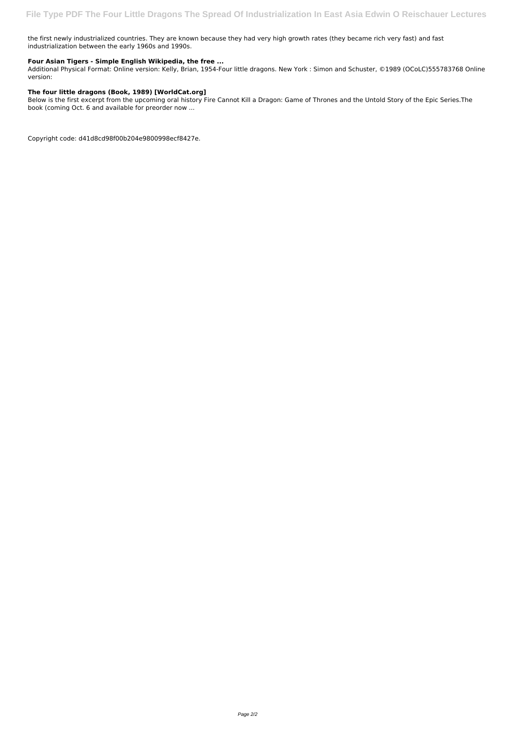the first newly industrialized countries. They are known because they had very high growth rates (they became rich very fast) and fast industrialization between the early 1960s and 1990s.

**Four Asian Tigers - Simple English Wikipedia, the free ...**

Additional Physical Format: Online version: Kelly, Brian, 1954-Four little dragons. New York : Simon and Schuster, ©1989 (OCoLC)555783768 Online version:

**The four little dragons (Book, 1989) [WorldCat.org]**

Below is the first excerpt from the upcoming oral history Fire Cannot Kill a Dragon: Game of Thrones and the Untold Story of the Epic Series.The book (coming Oct. 6 and available for preorder now ...

Copyright code: d41d8cd98f00b204e9800998ecf8427e.